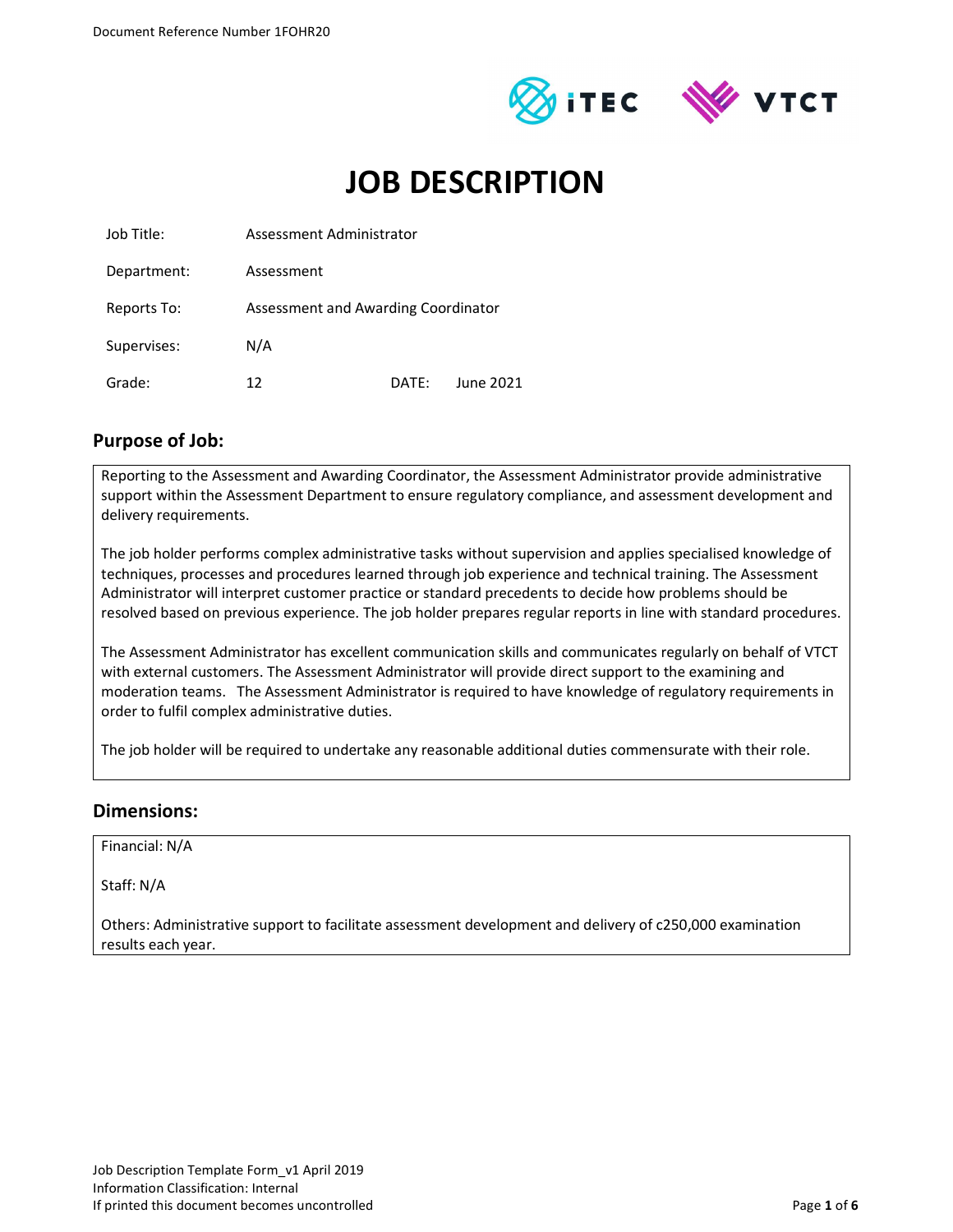Document Reference Number 1FOHR20

# JOB DESCRIPTION

| | | | |
|---|---|---|---|
| Job Title: | Assessment Administrator | | |
| Department: | Assessment | | |
| Reports To: | Assessment and Awarding Coordinator | | |
| Supervises: | N/A | | |
| Grade: | 12 | DATE: | June 2021 |

## Purpose of Job:

Reporting to the Assessment and Awarding Coordinator, the Assessment Administrator provide administrative support within the Assessment Department to ensure regulatory compliance, and assessment development and delivery requirements.

The job holder performs complex administrative tasks without supervision and applies specialised knowledge of techniques, processes and procedures learned through job experience and technical training. The Assessment Administrator will interpret customer practice or standard precedents to decide how problems should be resolved based on previous experience. The job holder prepares regular reports in line with standard procedures.

The Assessment Administrator has excellent communication skills and communicates regularly on behalf of VTCT with external customers. The Assessment Administrator will provide direct support to the examining and moderation teams. The Assessment Administrator is required to have knowledge of regulatory requirements in order to fulfil complex administrative duties.

The job holder will be required to undertake any reasonable additional duties commensurate with their role.

## Dimensions:

Financial: N/A

Staff: N/A

Others: Administrative support to facilitate assessment development and delivery of c250,000 examination results each year.

Job Description Template Form_v1 April 2019
Information Classification: Internal
If printed this document becomes uncontrolled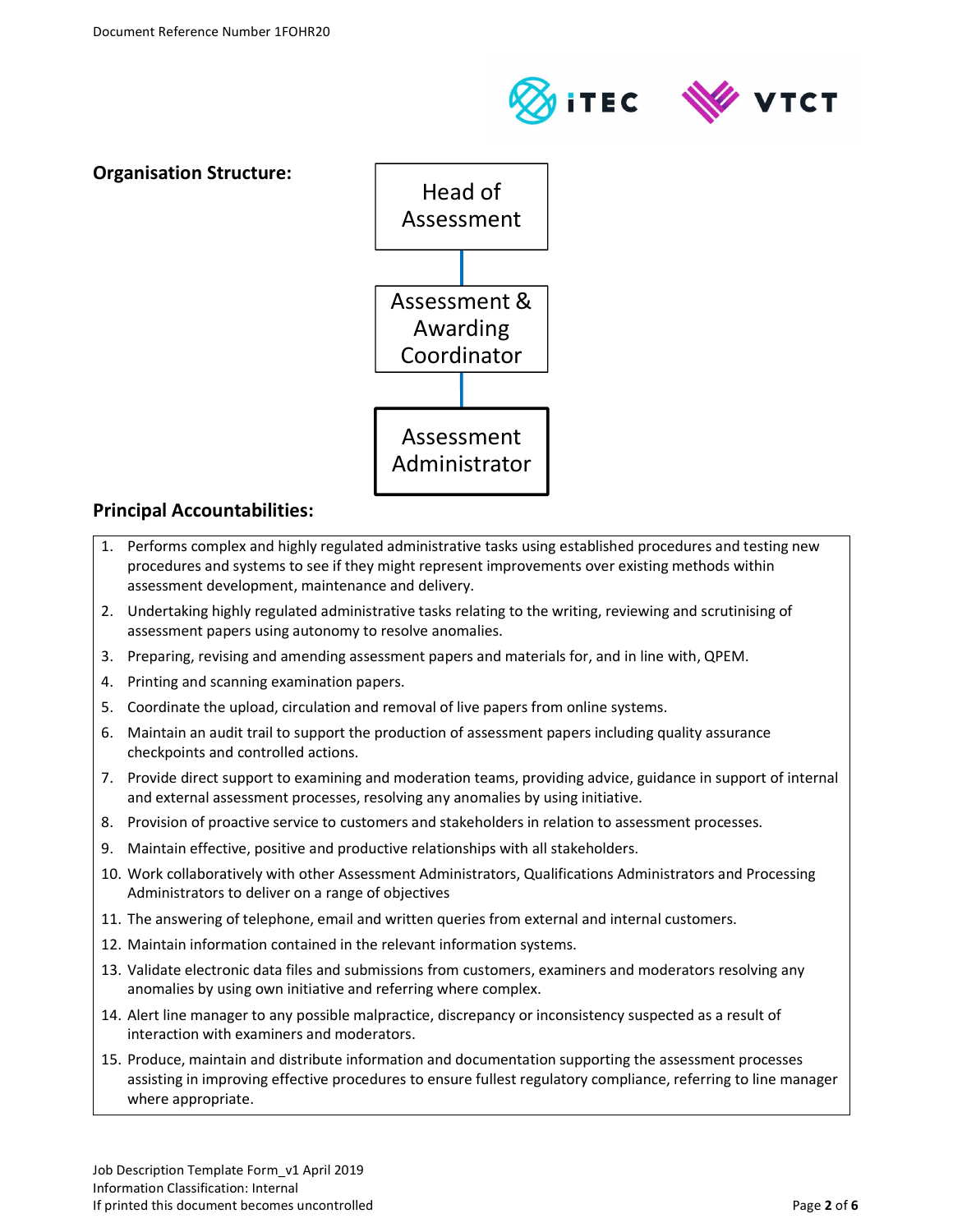**Organisation Structure:**

- Head of Assessment
  - Assessment & Awarding Coordinator
    - Assessment Administrator

**Principal Accountabilities:**

1. Performs complex and highly regulated administrative tasks using established procedures and testing new procedures and systems to see if they might represent improvements over existing methods within assessment development, maintenance and delivery.
2. Undertaking highly regulated administrative tasks relating to the writing, reviewing and scrutinising of assessment papers using autonomy to resolve anomalies.
3. Preparing, revising and amending assessment papers and materials for, and in line with, QPEM.
4. Printing and scanning examination papers.
5. Coordinate the upload, circulation and removal of live papers from online systems.
6. Maintain an audit trail to support the production of assessment papers including quality assurance checkpoints and controlled actions.
7. Provide direct support to examining and moderation teams, providing advice, guidance in support of internal and external assessment processes, resolving any anomalies by using initiative.
8. Provision of proactive service to customers and stakeholders in relation to assessment processes.
9. Maintain effective, positive and productive relationships with all stakeholders.
10. Work collaboratively with other Assessment Administrators, Qualifications Administrators and Processing Administrators to deliver on a range of objectives
11. The answering of telephone, email and written queries from external and internal customers.
12. Maintain information contained in the relevant information systems.
13. Validate electronic data files and submissions from customers, examiners and moderators resolving any anomalies by using own initiative and referring where complex.
14. Alert line manager to any possible malpractice, discrepancy or inconsistency suspected as a result of interaction with examiners and moderators.
15. Produce, maintain and distribute information and documentation supporting the assessment processes assisting in improving effective procedures to ensure fullest regulatory compliance, referring to line manager where appropriate.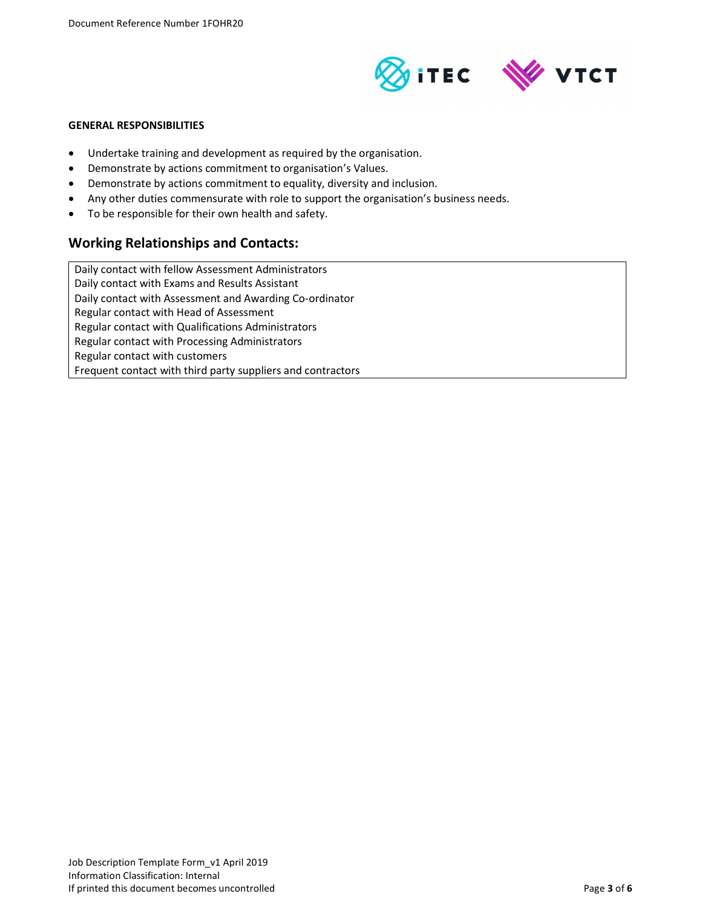**GENERAL RESPONSIBILITIES**

- Undertake training and development as required by the organisation.
- Demonstrate by actions commitment to organisation's Values.
- Demonstrate by actions commitment to equality, diversity and inclusion.
- Any other duties commensurate with role to support the organisation's business needs.
- To be responsible for their own health and safety.

## Working Relationships and Contacts:

| Daily contact with fellow Assessment Administrators<br>Daily contact with Exams and Results Assistant<br>Daily contact with Assessment and Awarding Co-ordinator<br>Regular contact with Head of Assessment<br>Regular contact with Qualifications Administrators<br>Regular contact with Processing Administrators<br>Regular contact with customers<br>Frequent contact with third party suppliers and contractors |
|---|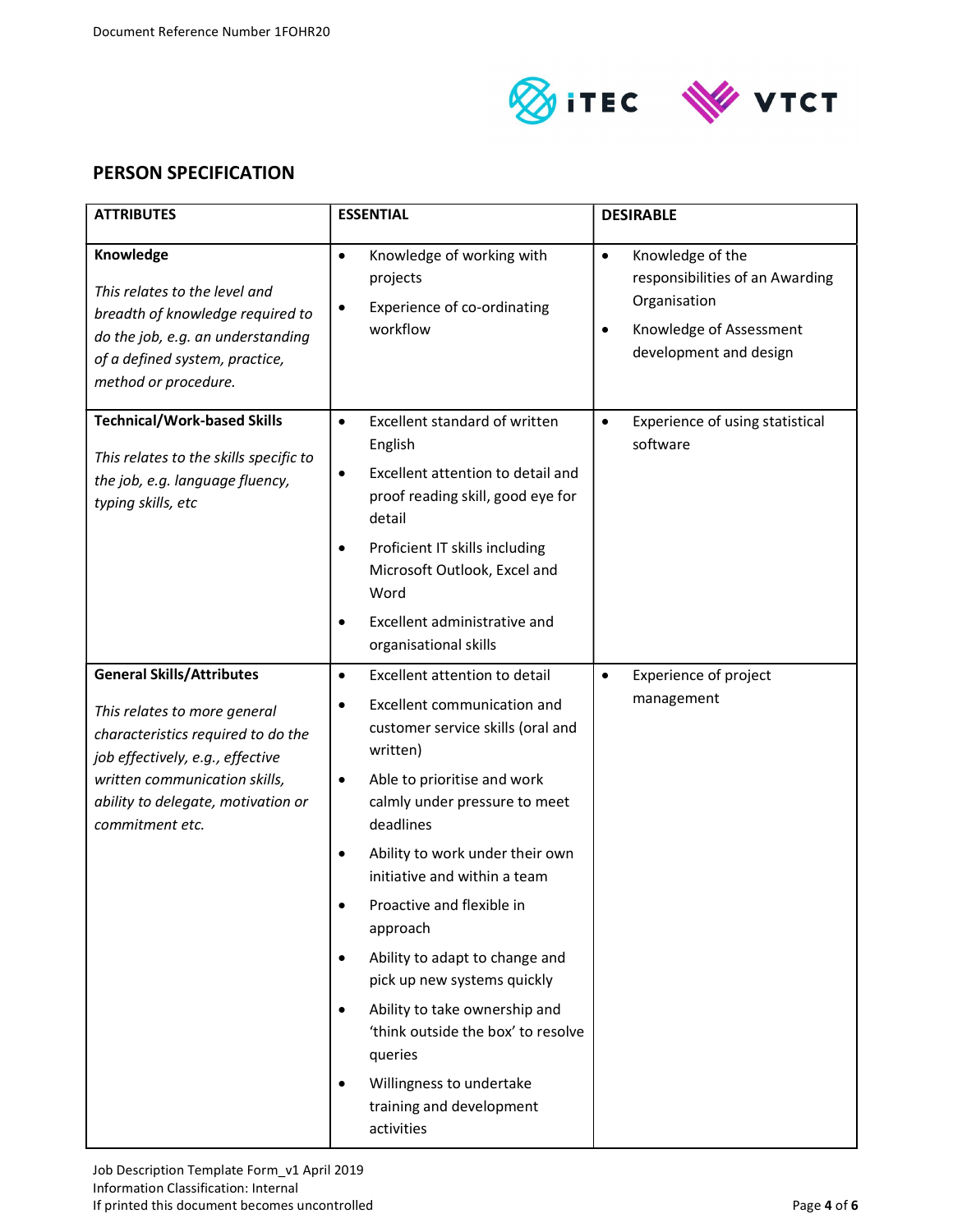## PERSON SPECIFICATION

| ATTRIBUTES | ESSENTIAL | DESIRABLE |
|---|---|---|
| **Knowledge**<br><br>*This relates to the level and breadth of knowledge required to do the job, e.g. an understanding of a defined system, practice, method or procedure.* | • Knowledge of working with projects<br>• Experience of co-ordinating workflow | • Knowledge of the responsibilities of an Awarding Organisation<br>• Knowledge of Assessment development and design |
| **Technical/Work-based Skills**<br><br>*This relates to the skills specific to the job, e.g. language fluency, typing skills, etc* | • Excellent standard of written English<br>• Excellent attention to detail and proof reading skill, good eye for detail<br>• Proficient IT skills including Microsoft Outlook, Excel and Word<br>• Excellent administrative and organisational skills | • Experience of using statistical software |
| **General Skills/Attributes**<br><br>*This relates to more general characteristics required to do the job effectively, e.g., effective written communication skills, ability to delegate, motivation or commitment etc.* | • Excellent attention to detail<br>• Excellent communication and customer service skills (oral and written)<br>• Able to prioritise and work calmly under pressure to meet deadlines<br>• Ability to work under their own initiative and within a team<br>• Proactive and flexible in approach<br>• Ability to adapt to change and pick up new systems quickly<br>• Ability to take ownership and 'think outside the box' to resolve queries<br>• Willingness to undertake training and development activities | • Experience of project management |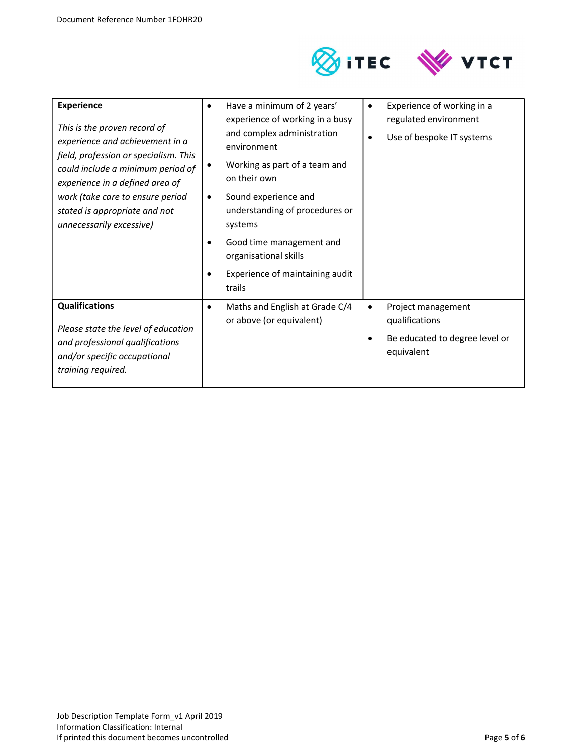| **Experience**<br><br>*This is the proven record of experience and achievement in a field, profession or specialism. This could include a minimum period of experience in a defined area of work (take care to ensure period stated is appropriate and not unnecessarily excessive)* | • Have a minimum of 2 years' experience of working in a busy and complex administration environment<br>• Working as part of a team and on their own<br>• Sound experience and understanding of procedures or systems<br>• Good time management and organisational skills<br>• Experience of maintaining audit trails | • Experience of working in a regulated environment<br>• Use of bespoke IT systems |
|---|---|---|
| **Qualifications**<br><br>*Please state the level of education and professional qualifications and/or specific occupational training required.* | • Maths and English at Grade C/4 or above (or equivalent) | • Project management qualifications<br>• Be educated to degree level or equivalent |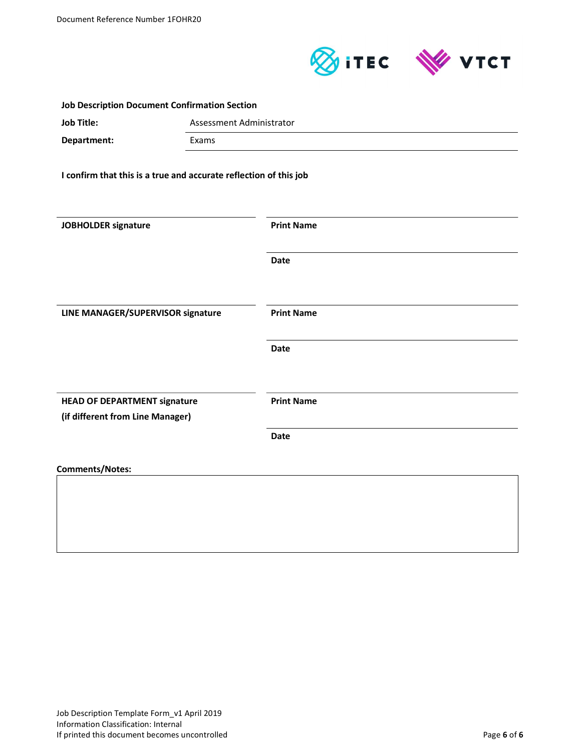**Job Description Document Confirmation Section**

| | |
|---|---|
| **Job Title:** | Assessment Administrator |
| **Department:** | Exams |

**I confirm that this is a true and accurate reflection of this job**

| | |
|---|---|
| **JOBHOLDER signature** | **Print Name** |
| | **Date** |
| **LINE MANAGER/SUPERVISOR signature** | **Print Name** |
| | **Date** |
| **HEAD OF DEPARTMENT signature (if different from Line Manager)** | **Print Name** |
| | **Date** |

**Comments/Notes:**

Job Description Template Form_v1 April 2019
Information Classification: Internal
If printed this document becomes uncontrolled